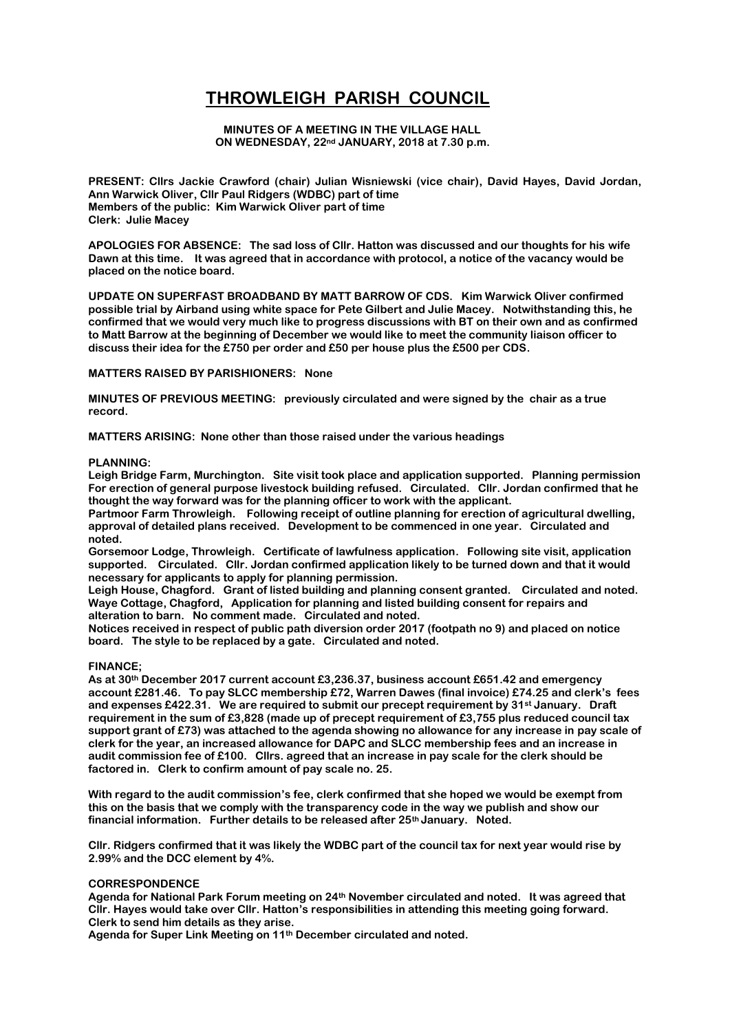# THROWLEIGH PARISH COUNCIL

**MINUTES OF A MEETING IN THE VILLAGE HALL ON WEDNESDAY, 22nd JANUARY, 2018 at 7.30 p.m.**

**PRESENT: Cllrs Jackie Crawford (chair) Julian Wisniewski (vice chair), David Hayes, David Jordan, Ann Warwick Oliver, Cllr Paul Ridgers (WDBC) part of time**
**Members of the public: Kim Warwick Oliver part of time**
**Clerk: Julie Macey**

**APOLOGIES FOR ABSENCE: The sad loss of Cllr. Hatton was discussed and our thoughts for his wife Dawn at this time. It was agreed that in accordance with protocol, a notice of the vacancy would be placed on the notice board.**

**UPDATE ON SUPERFAST BROADBAND BY MATT BARROW OF CDS. Kim Warwick Oliver confirmed possible trial by Airband using white space for Pete Gilbert and Julie Macey. Notwithstanding this, he confirmed that we would very much like to progress discussions with BT on their own and as confirmed to Matt Barrow at the beginning of December we would like to meet the community liaison officer to discuss their idea for the £750 per order and £50 per house plus the £500 per CDS.**

**MATTERS RAISED BY PARISHIONERS: None**

**MINUTES OF PREVIOUS MEETING: previously circulated and were signed by the chair as a true record.**

**MATTERS ARISING: None other than those raised under the various headings**

**PLANNING:**
**Leigh Bridge Farm, Murchington. Site visit took place and application supported. Planning permission For erection of general purpose livestock building refused. Circulated. Cllr. Jordan confirmed that he thought the way forward was for the planning officer to work with the applicant.**
**Partmoor Farm Throwleigh. Following receipt of outline planning for erection of agricultural dwelling, approval of detailed plans received. Development to be commenced in one year. Circulated and noted.**
**Gorsemoor Lodge, Throwleigh. Certificate of lawfulness application. Following site visit, application supported. Circulated. Cllr. Jordan confirmed application likely to be turned down and that it would necessary for applicants to apply for planning permission.**
**Leigh House, Chagford. Grant of listed building and planning consent granted. Circulated and noted.**
**Waye Cottage, Chagford, Application for planning and listed building consent for repairs and alteration to barn. No comment made. Circulated and noted.**
**Notices received in respect of public path diversion order 2017 (footpath no 9) and placed on notice board. The style to be replaced by a gate. Circulated and noted.**

**FINANCE;**
**As at 30th December 2017 current account £3,236.37, business account £651.42 and emergency account £281.46. To pay SLCC membership £72, Warren Dawes (final invoice) £74.25 and clerk's fees and expenses £422.31. We are required to submit our precept requirement by 31st January. Draft requirement in the sum of £3,828 (made up of precept requirement of £3,755 plus reduced council tax support grant of £73) was attached to the agenda showing no allowance for any increase in pay scale of clerk for the year, an increased allowance for DAPC and SLCC membership fees and an increase in audit commission fee of £100. Cllrs. agreed that an increase in pay scale for the clerk should be factored in. Clerk to confirm amount of pay scale no. 25.**

**With regard to the audit commission's fee, clerk confirmed that she hoped we would be exempt from this on the basis that we comply with the transparency code in the way we publish and show our financial information. Further details to be released after 25th January. Noted.**

**Cllr. Ridgers confirmed that it was likely the WDBC part of the council tax for next year would rise by 2.99% and the DCC element by 4%.**

**CORRESPONDENCE**
**Agenda for National Park Forum meeting on 24th November circulated and noted. It was agreed that Cllr. Hayes would take over Cllr. Hatton's responsibilities in attending this meeting going forward. Clerk to send him details as they arise.**
**Agenda for Super Link Meeting on 11th December circulated and noted.**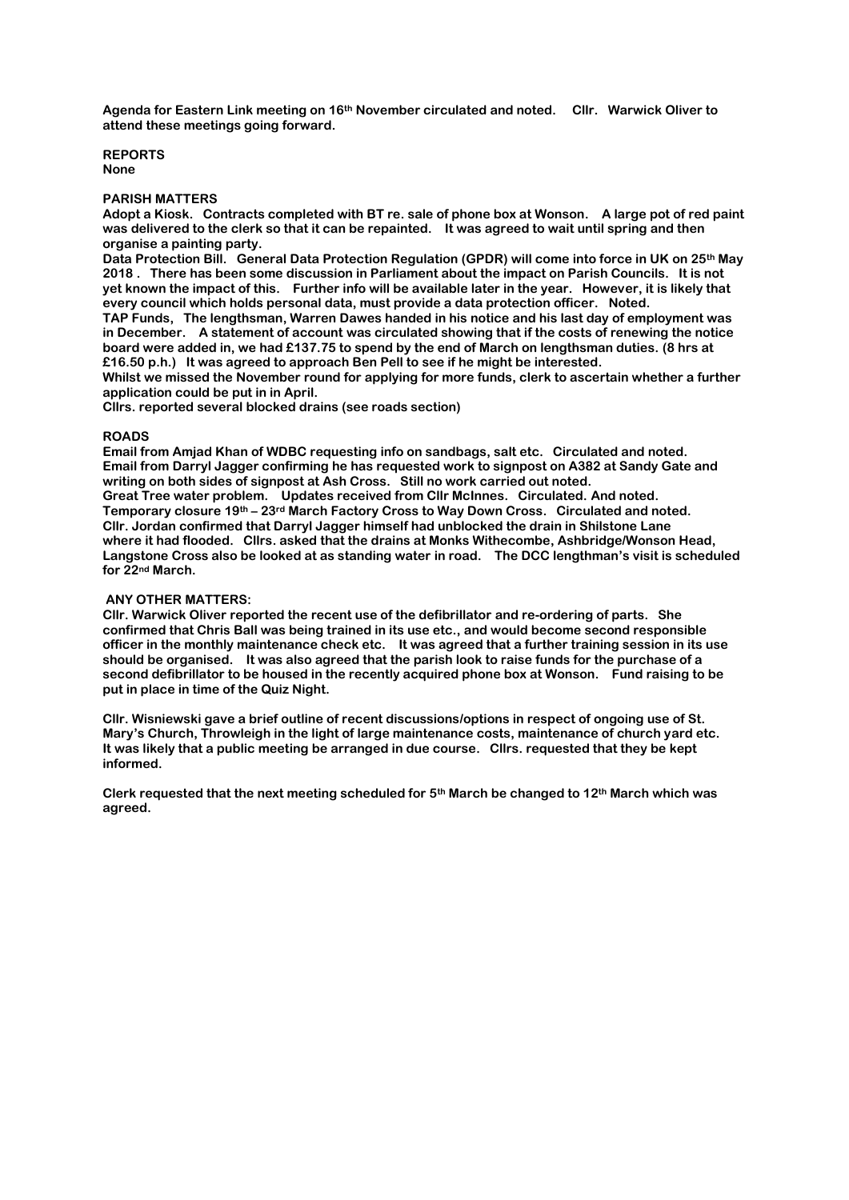**Agenda for Eastern Link meeting on 16th November circulated and noted. Cllr. Warwick Oliver to attend these meetings going forward.**

## REPORTS

**None**

## PARISH MATTERS

**Adopt a Kiosk. Contracts completed with BT re. sale of phone box at Wonson. A large pot of red paint was delivered to the clerk so that it can be repainted. It was agreed to wait until spring and then organise a painting party.**

**Data Protection Bill. General Data Protection Regulation (GPDR) will come into force in UK on 25th May 2018 . There has been some discussion in Parliament about the impact on Parish Councils. It is not yet known the impact of this. Further info will be available later in the year. However, it is likely that every council which holds personal data, must provide a data protection officer. Noted.**

**TAP Funds, The lengthsman, Warren Dawes handed in his notice and his last day of employment was in December. A statement of account was circulated showing that if the costs of renewing the notice board were added in, we had £137.75 to spend by the end of March on lengthsman duties. (8 hrs at £16.50 p.h.) It was agreed to approach Ben Pell to see if he might be interested.**

**Whilst we missed the November round for applying for more funds, clerk to ascertain whether a further application could be put in in April.**

**Cllrs. reported several blocked drains (see roads section)**

## ROADS

**Email from Amjad Khan of WDBC requesting info on sandbags, salt etc. Circulated and noted.**

**Email from Darryl Jagger confirming he has requested work to signpost on A382 at Sandy Gate and writing on both sides of signpost at Ash Cross. Still no work carried out noted.**

**Great Tree water problem. Updates received from Cllr McInnes. Circulated. And noted.**

**Temporary closure 19th – 23rd March Factory Cross to Way Down Cross. Circulated and noted.**

**Cllr. Jordan confirmed that Darryl Jagger himself had unblocked the drain in Shilstone Lane where it had flooded. Cllrs. asked that the drains at Monks Withecombe, Ashbridge/Wonson Head, Langstone Cross also be looked at as standing water in road. The DCC lengthman's visit is scheduled for 22nd March.**

## ANY OTHER MATTERS:

**Cllr. Warwick Oliver reported the recent use of the defibrillator and re-ordering of parts. She confirmed that Chris Ball was being trained in its use etc., and would become second responsible officer in the monthly maintenance check etc. It was agreed that a further training session in its use should be organised. It was also agreed that the parish look to raise funds for the purchase of a second defibrillator to be housed in the recently acquired phone box at Wonson. Fund raising to be put in place in time of the Quiz Night.**

**Cllr. Wisniewski gave a brief outline of recent discussions/options in respect of ongoing use of St. Mary's Church, Throwleigh in the light of large maintenance costs, maintenance of church yard etc. It was likely that a public meeting be arranged in due course. Cllrs. requested that they be kept informed.**

**Clerk requested that the next meeting scheduled for 5th March be changed to 12th March which was agreed.**